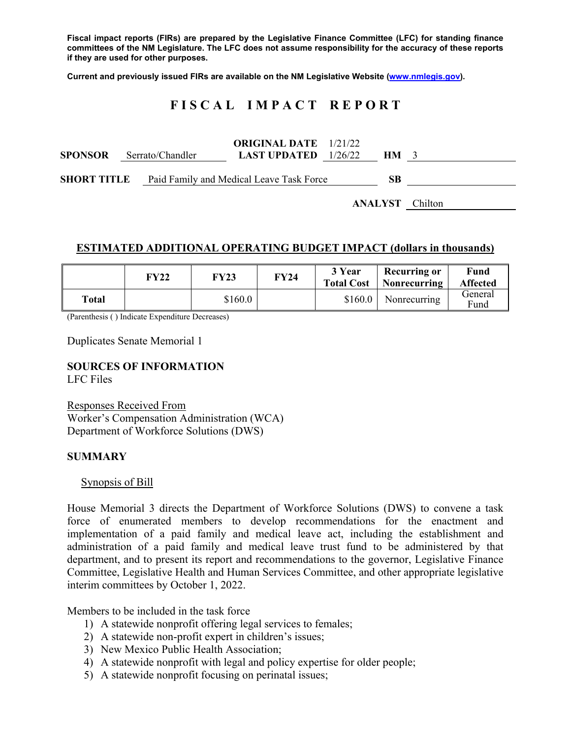**Fiscal impact reports (FIRs) are prepared by the Legislative Finance Committee (LFC) for standing finance committees of the NM Legislature. The LFC does not assume responsibility for the accuracy of these reports if they are used for other purposes.**

**Current and previously issued FIRs are available on the NM Legislative Website (www.nmlegis.gov).**

# F I S C A L   I M P A C T   R E P O R T

**SPONSOR** Serrato/Chandler | **ORIGINAL DATE** 1/21/22 | **LAST UPDATED** 1/26/22 | **HM** 3

**SHORT TITLE** Paid Family and Medical Leave Task Force | **SB**

**ANALYST** Chilton

## ESTIMATED ADDITIONAL OPERATING BUDGET IMPACT (dollars in thousands)

| | FY22 | FY23 | FY24 | 3 Year Total Cost | Recurring or Nonrecurring | Fund Affected |
|---|---|---|---|---|---|---|
| **Total** | | $160.0 | | $160.0 | Nonrecurring | General Fund |

(Parenthesis ( ) Indicate Expenditure Decreases)

Duplicates Senate Memorial 1

**SOURCES OF INFORMATION**
LFC Files

Responses Received From
Worker's Compensation Administration (WCA)
Department of Workforce Solutions (DWS)

**SUMMARY**

Synopsis of Bill

House Memorial 3 directs the Department of Workforce Solutions (DWS) to convene a task force of enumerated members to develop recommendations for the enactment and implementation of a paid family and medical leave act, including the establishment and administration of a paid family and medical leave trust fund to be administered by that department, and to present its report and recommendations to the governor, Legislative Finance Committee, Legislative Health and Human Services Committee, and other appropriate legislative interim committees by October 1, 2022.

Members to be included in the task force

1) A statewide nonprofit offering legal services to females;
2) A statewide non-profit expert in children's issues;
3) New Mexico Public Health Association;
4) A statewide nonprofit with legal and policy expertise for older people;
5) A statewide nonprofit focusing on perinatal issues;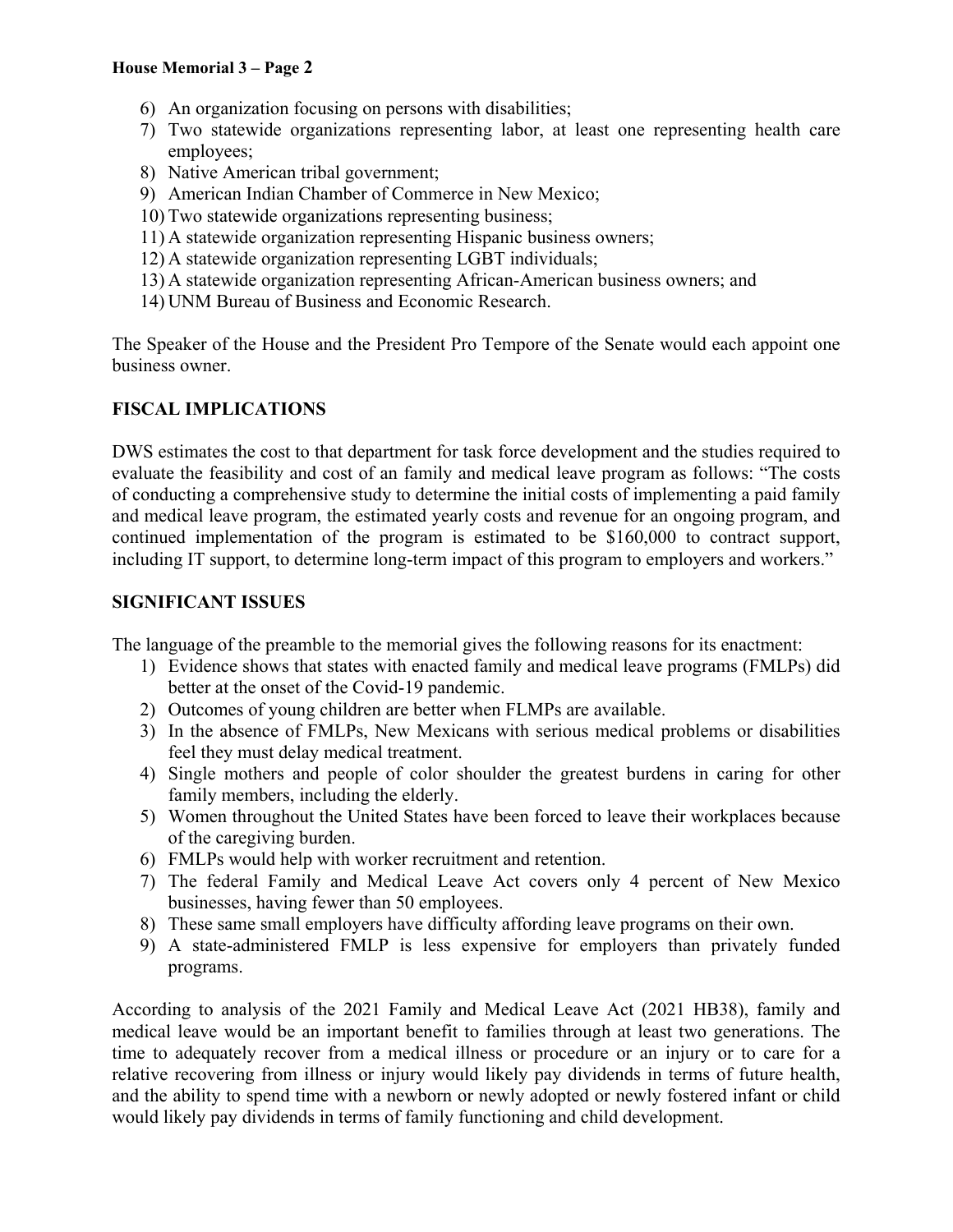6) An organization focusing on persons with disabilities;
7) Two statewide organizations representing labor, at least one representing health care employees;
8) Native American tribal government;
9) American Indian Chamber of Commerce in New Mexico;
10) Two statewide organizations representing business;
11) A statewide organization representing Hispanic business owners;
12) A statewide organization representing LGBT individuals;
13) A statewide organization representing African-American business owners; and
14) UNM Bureau of Business and Economic Research.

The Speaker of the House and the President Pro Tempore of the Senate would each appoint one business owner.

**FISCAL IMPLICATIONS**

DWS estimates the cost to that department for task force development and the studies required to evaluate the feasibility and cost of an family and medical leave program as follows: "The costs of conducting a comprehensive study to determine the initial costs of implementing a paid family and medical leave program, the estimated yearly costs and revenue for an ongoing program, and continued implementation of the program is estimated to be $160,000 to contract support, including IT support, to determine long-term impact of this program to employers and workers."

**SIGNIFICANT ISSUES**

The language of the preamble to the memorial gives the following reasons for its enactment:

1) Evidence shows that states with enacted family and medical leave programs (FMLPs) did better at the onset of the Covid-19 pandemic.
2) Outcomes of young children are better when FLMPs are available.
3) In the absence of FMLPs, New Mexicans with serious medical problems or disabilities feel they must delay medical treatment.
4) Single mothers and people of color shoulder the greatest burdens in caring for other family members, including the elderly.
5) Women throughout the United States have been forced to leave their workplaces because of the caregiving burden.
6) FMLPs would help with worker recruitment and retention.
7) The federal Family and Medical Leave Act covers only 4 percent of New Mexico businesses, having fewer than 50 employees.
8) These same small employers have difficulty affording leave programs on their own.
9) A state-administered FMLP is less expensive for employers than privately funded programs.

According to analysis of the 2021 Family and Medical Leave Act (2021 HB38), family and medical leave would be an important benefit to families through at least two generations. The time to adequately recover from a medical illness or procedure or an injury or to care for a relative recovering from illness or injury would likely pay dividends in terms of future health, and the ability to spend time with a newborn or newly adopted or newly fostered infant or child would likely pay dividends in terms of family functioning and child development.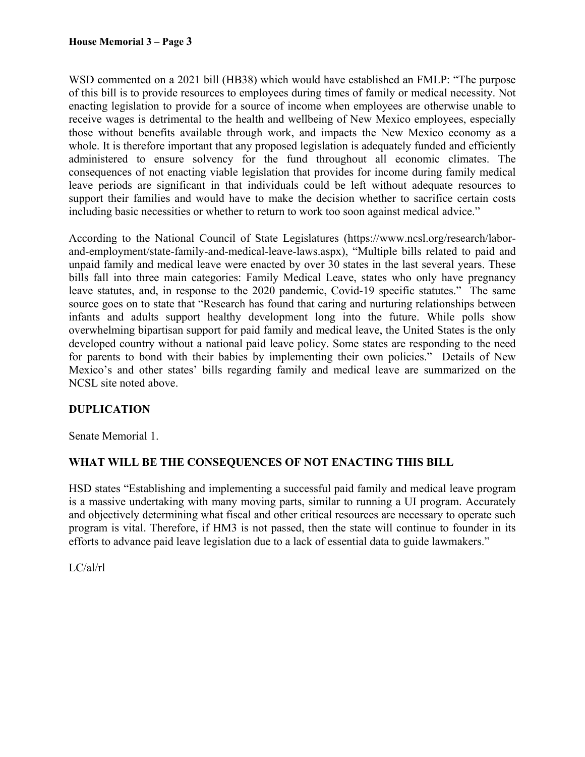WSD commented on a 2021 bill (HB38) which would have established an FMLP: "The purpose of this bill is to provide resources to employees during times of family or medical necessity. Not enacting legislation to provide for a source of income when employees are otherwise unable to receive wages is detrimental to the health and wellbeing of New Mexico employees, especially those without benefits available through work, and impacts the New Mexico economy as a whole. It is therefore important that any proposed legislation is adequately funded and efficiently administered to ensure solvency for the fund throughout all economic climates. The consequences of not enacting viable legislation that provides for income during family medical leave periods are significant in that individuals could be left without adequate resources to support their families and would have to make the decision whether to sacrifice certain costs including basic necessities or whether to return to work too soon against medical advice."

According to the National Council of State Legislatures (https://www.ncsl.org/research/labor-and-employment/state-family-and-medical-leave-laws.aspx), "Multiple bills related to paid and unpaid family and medical leave were enacted by over 30 states in the last several years. These bills fall into three main categories: Family Medical Leave, states who only have pregnancy leave statutes, and, in response to the 2020 pandemic, Covid-19 specific statutes." The same source goes on to state that "Research has found that caring and nurturing relationships between infants and adults support healthy development long into the future. While polls show overwhelming bipartisan support for paid family and medical leave, the United States is the only developed country without a national paid leave policy. Some states are responding to the need for parents to bond with their babies by implementing their own policies." Details of New Mexico's and other states' bills regarding family and medical leave are summarized on the NCSL site noted above.

**DUPLICATION**

Senate Memorial 1.

**WHAT WILL BE THE CONSEQUENCES OF NOT ENACTING THIS BILL**

HSD states "Establishing and implementing a successful paid family and medical leave program is a massive undertaking with many moving parts, similar to running a UI program. Accurately and objectively determining what fiscal and other critical resources are necessary to operate such program is vital. Therefore, if HM3 is not passed, then the state will continue to founder in its efforts to advance paid leave legislation due to a lack of essential data to guide lawmakers."

LC/al/rl